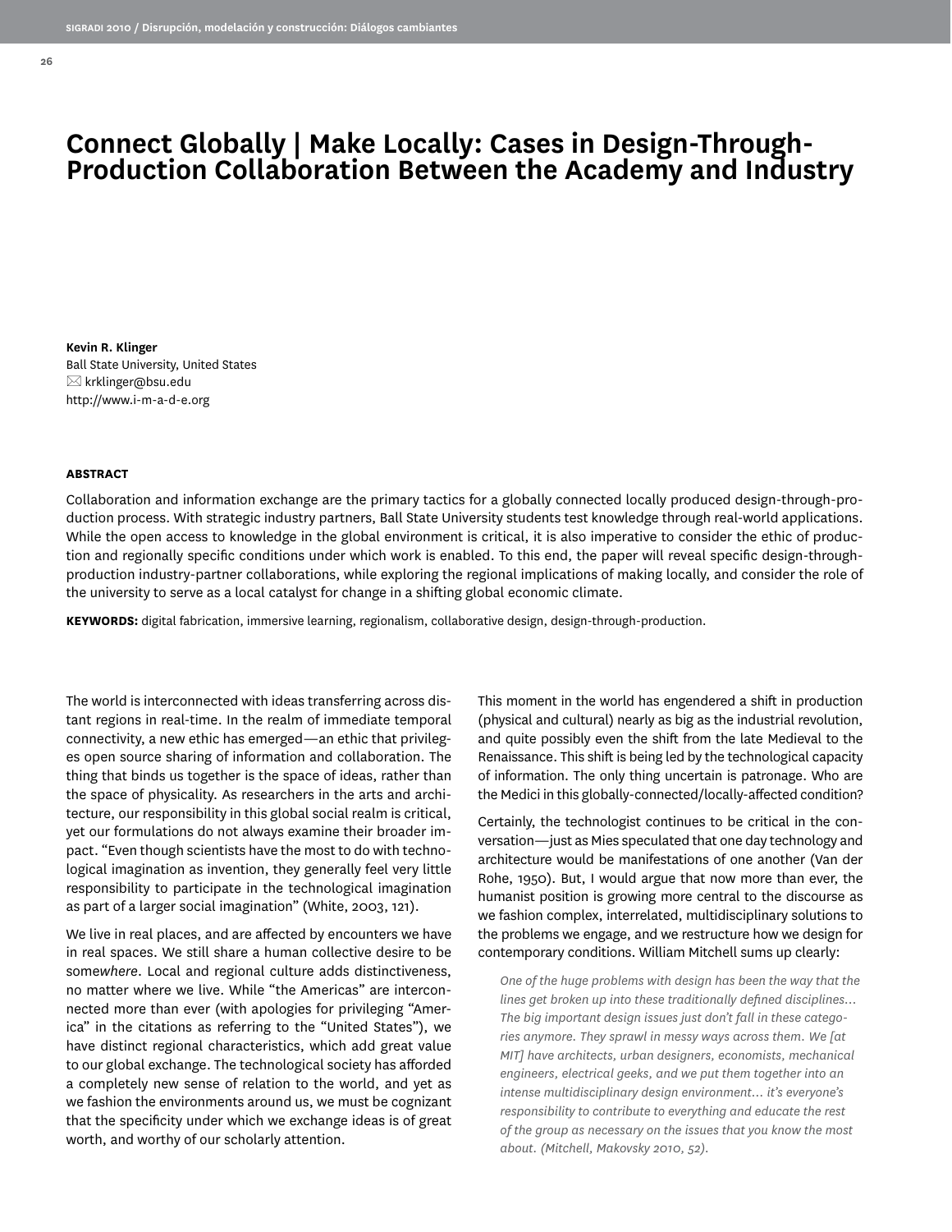# Connect Globally | Make Locally: Cases in Design-Through-Production Collaboration Between the Academy and Industry

**Kevin R. Klinger**
Ball State University, United States
krklinger@bsu.edu
http://www.i-m-a-d-e.org

**ABSTRACT**

Collaboration and information exchange are the primary tactics for a globally connected locally produced design-through-production process. With strategic industry partners, Ball State University students test knowledge through real-world applications. While the open access to knowledge in the global environment is critical, it is also imperative to consider the ethic of production and regionally specific conditions under which work is enabled. To this end, the paper will reveal specific design-through-production industry-partner collaborations, while exploring the regional implications of making locally, and consider the role of the university to serve as a local catalyst for change in a shifting global economic climate.

**KEYWORDS:** digital fabrication, immersive learning, regionalism, collaborative design, design-through-production.

The world is interconnected with ideas transferring across distant regions in real-time. In the realm of immediate temporal connectivity, a new ethic has emerged—an ethic that privileges open source sharing of information and collaboration. The thing that binds us together is the space of ideas, rather than the space of physicality. As researchers in the arts and architecture, our responsibility in this global social realm is critical, yet our formulations do not always examine their broader impact. "Even though scientists have the most to do with technological imagination as invention, they generally feel very little responsibility to participate in the technological imagination as part of a larger social imagination" (White, 2003, 121).

We live in real places, and are affected by encounters we have in real spaces. We still share a human collective desire to be some*where*. Local and regional culture adds distinctiveness, no matter where we live. While "the Americas" are interconnected more than ever (with apologies for privileging "America" in the citations as referring to the "United States"), we have distinct regional characteristics, which add great value to our global exchange. The technological society has afforded a completely new sense of relation to the world, and yet as we fashion the environments around us, we must be cognizant that the specificity under which we exchange ideas is of great worth, and worthy of our scholarly attention.

This moment in the world has engendered a shift in production (physical and cultural) nearly as big as the industrial revolution, and quite possibly even the shift from the late Medieval to the Renaissance. This shift is being led by the technological capacity of information. The only thing uncertain is patronage. Who are the Medici in this globally-connected/locally-affected condition?

Certainly, the technologist continues to be critical in the conversation—just as Mies speculated that one day technology and architecture would be manifestations of one another (Van der Rohe, 1950). But, I would argue that now more than ever, the humanist position is growing more central to the discourse as we fashion complex, interrelated, multidisciplinary solutions to the problems we engage, and we restructure how we design for contemporary conditions. William Mitchell sums up clearly:

> *One of the huge problems with design has been the way that the lines get broken up into these traditionally defined disciplines... The big important design issues just don't fall in these categories anymore. They sprawl in messy ways across them. We [at MIT] have architects, urban designers, economists, mechanical engineers, electrical geeks, and we put them together into an intense multidisciplinary design environment... it's everyone's responsibility to contribute to everything and educate the rest of the group as necessary on the issues that you know the most about. (Mitchell, Makovsky 2010, 52).*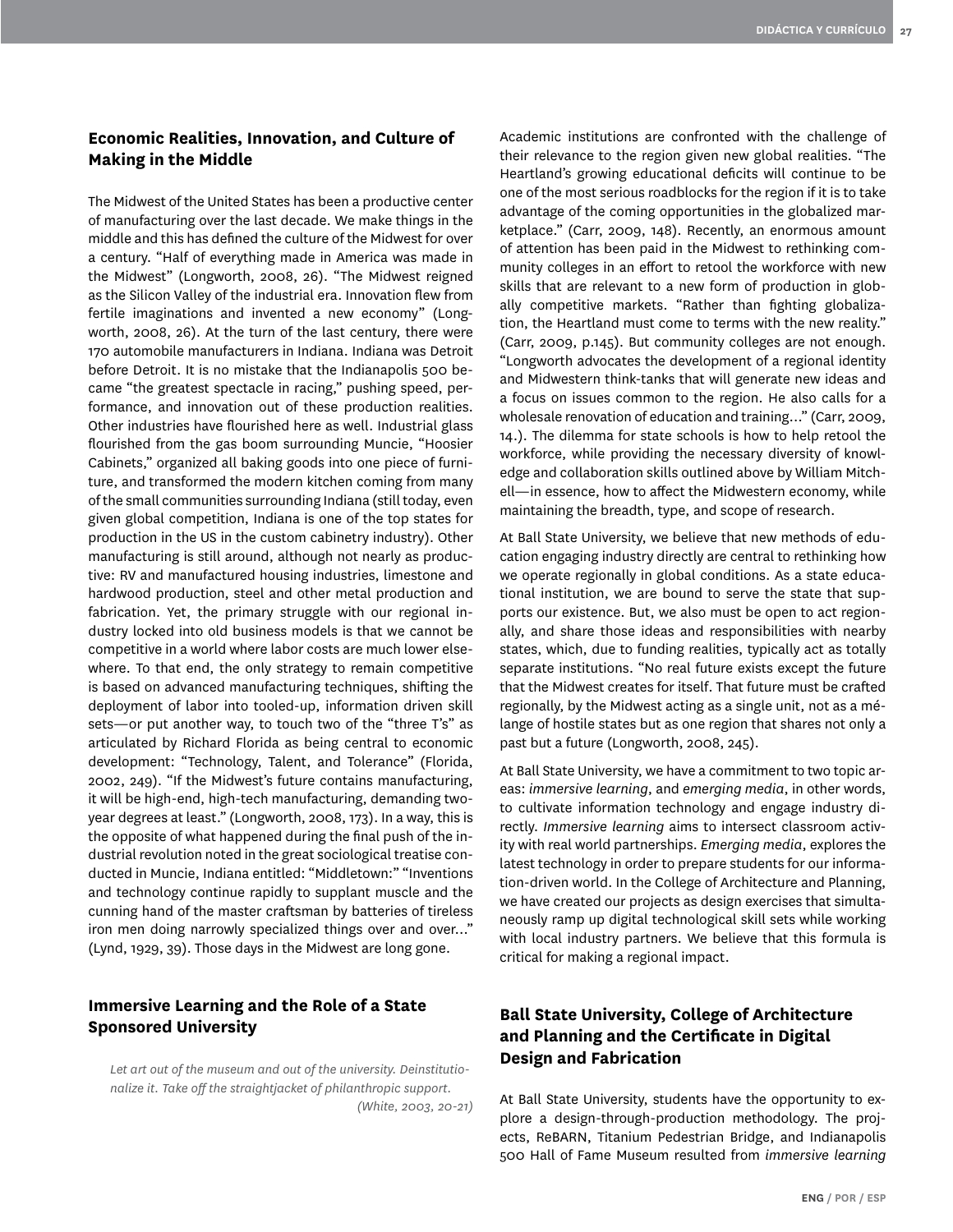## Economic Realities, Innovation, and Culture of Making in the Middle

The Midwest of the United States has been a productive center of manufacturing over the last decade. We make things in the middle and this has defined the culture of the Midwest for over a century. "Half of everything made in America was made in the Midwest" (Longworth, 2008, 26). "The Midwest reigned as the Silicon Valley of the industrial era. Innovation flew from fertile imaginations and invented a new economy" (Longworth, 2008, 26). At the turn of the last century, there were 170 automobile manufacturers in Indiana. Indiana was Detroit before Detroit. It is no mistake that the Indianapolis 500 became "the greatest spectacle in racing," pushing speed, performance, and innovation out of these production realities. Other industries have flourished here as well. Industrial glass flourished from the gas boom surrounding Muncie, "Hoosier Cabinets," organized all baking goods into one piece of furniture, and transformed the modern kitchen coming from many of the small communities surrounding Indiana (still today, even given global competition, Indiana is one of the top states for production in the US in the custom cabinetry industry). Other manufacturing is still around, although not nearly as productive: RV and manufactured housing industries, limestone and hardwood production, steel and other metal production and fabrication. Yet, the primary struggle with our regional industry locked into old business models is that we cannot be competitive in a world where labor costs are much lower elsewhere. To that end, the only strategy to remain competitive is based on advanced manufacturing techniques, shifting the deployment of labor into tooled-up, information driven skill sets—or put another way, to touch two of the "three T's" as articulated by Richard Florida as being central to economic development: "Technology, Talent, and Tolerance" (Florida, 2002, 249). "If the Midwest's future contains manufacturing, it will be high-end, high-tech manufacturing, demanding two-year degrees at least." (Longworth, 2008, 173). In a way, this is the opposite of what happened during the final push of the industrial revolution noted in the great sociological treatise conducted in Muncie, Indiana entitled: "Middletown:" "Inventions and technology continue rapidly to supplant muscle and the cunning hand of the master craftsman by batteries of tireless iron men doing narrowly specialized things over and over..." (Lynd, 1929, 39). Those days in the Midwest are long gone.

## Immersive Learning and the Role of a State Sponsored University

> *Let art out of the museum and out of the university. Deinstitutionalize it. Take off the straightjacket of philanthropic support.*
> *(White, 2003, 20-21)*

Academic institutions are confronted with the challenge of their relevance to the region given new global realities. "The Heartland's growing educational deficits will continue to be one of the most serious roadblocks for the region if it is to take advantage of the coming opportunities in the globalized marketplace." (Carr, 2009, 148). Recently, an enormous amount of attention has been paid in the Midwest to rethinking community colleges in an effort to retool the workforce with new skills that are relevant to a new form of production in globally competitive markets. "Rather than fighting globalization, the Heartland must come to terms with the new reality." (Carr, 2009, p.145). But community colleges are not enough. "Longworth advocates the development of a regional identity and Midwestern think-tanks that will generate new ideas and a focus on issues common to the region. He also calls for a wholesale renovation of education and training..." (Carr, 2009, 14.). The dilemma for state schools is how to help retool the workforce, while providing the necessary diversity of knowledge and collaboration skills outlined above by William Mitchell—in essence, how to affect the Midwestern economy, while maintaining the breadth, type, and scope of research.

At Ball State University, we believe that new methods of education engaging industry directly are central to rethinking how we operate regionally in global conditions. As a state educational institution, we are bound to serve the state that supports our existence. But, we also must be open to act regionally, and share those ideas and responsibilities with nearby states, which, due to funding realities, typically act as totally separate institutions. "No real future exists except the future that the Midwest creates for itself. That future must be crafted regionally, by the Midwest acting as a single unit, not as a mélange of hostile states but as one region that shares not only a past but a future (Longworth, 2008, 245).

At Ball State University, we have a commitment to two topic areas: *immersive learning*, and *emerging media*, in other words, to cultivate information technology and engage industry directly. *Immersive learning* aims to intersect classroom activity with real world partnerships. *Emerging media*, explores the latest technology in order to prepare students for our information-driven world. In the College of Architecture and Planning, we have created our projects as design exercises that simultaneously ramp up digital technological skill sets while working with local industry partners. We believe that this formula is critical for making a regional impact.

## Ball State University, College of Architecture and Planning and the Certificate in Digital Design and Fabrication

At Ball State University, students have the opportunity to explore a design-through-production methodology. The projects, ReBARN, Titanium Pedestrian Bridge, and Indianapolis 500 Hall of Fame Museum resulted from *immersive learning*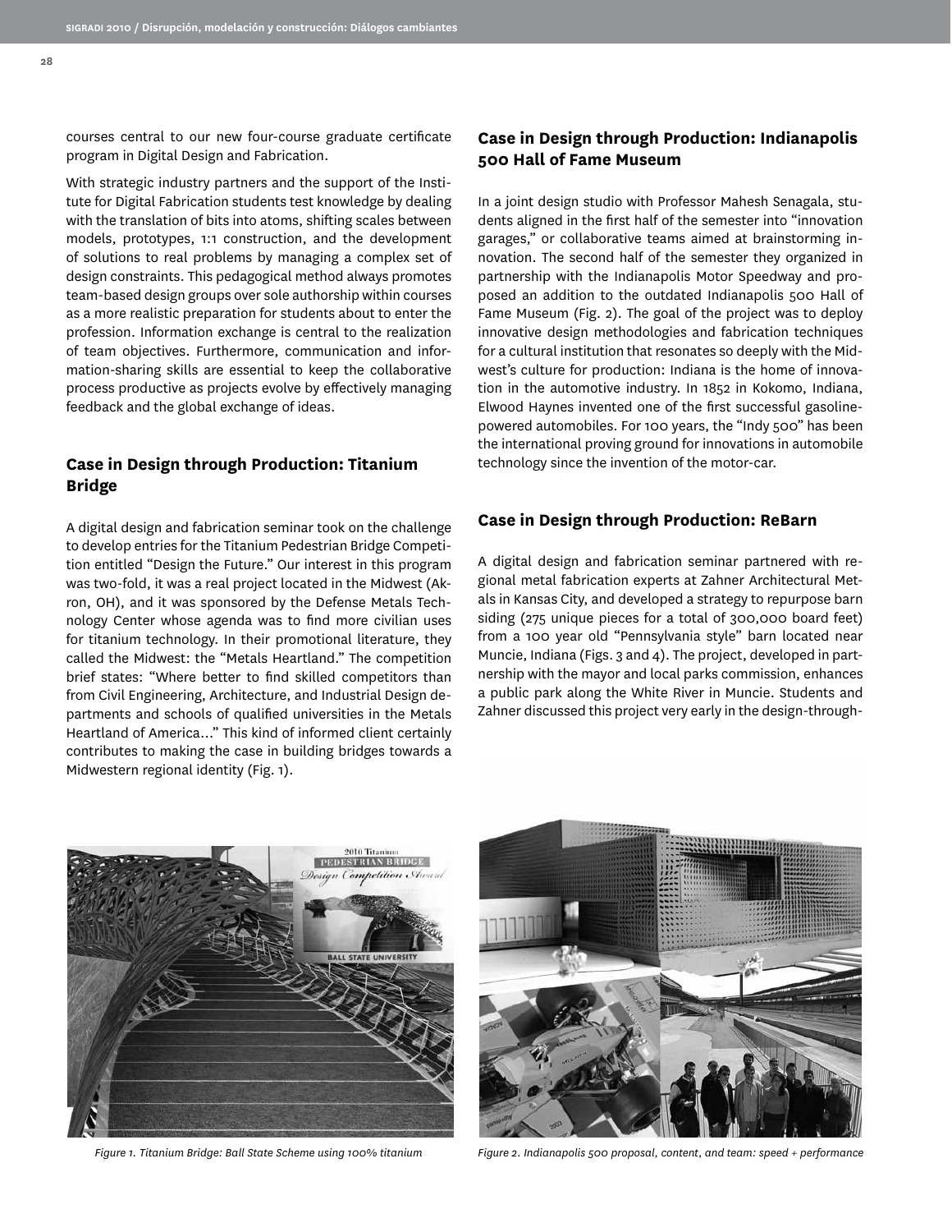courses central to our new four-course graduate certificate program in Digital Design and Fabrication.

With strategic industry partners and the support of the Institute for Digital Fabrication students test knowledge by dealing with the translation of bits into atoms, shifting scales between models, prototypes, 1:1 construction, and the development of solutions to real problems by managing a complex set of design constraints. This pedagogical method always promotes team-based design groups over sole authorship within courses as a more realistic preparation for students about to enter the profession. Information exchange is central to the realization of team objectives. Furthermore, communication and information-sharing skills are essential to keep the collaborative process productive as projects evolve by effectively managing feedback and the global exchange of ideas.

## Case in Design through Production: Titanium Bridge

A digital design and fabrication seminar took on the challenge to develop entries for the Titanium Pedestrian Bridge Competition entitled "Design the Future." Our interest in this program was two-fold, it was a real project located in the Midwest (Akron, OH), and it was sponsored by the Defense Metals Technology Center whose agenda was to find more civilian uses for titanium technology. In their promotional literature, they called the Midwest: the "Metals Heartland." The competition brief states: "Where better to find skilled competitors than from Civil Engineering, Architecture, and Industrial Design departments and schools of qualified universities in the Metals Heartland of America..." This kind of informed client certainly contributes to making the case in building bridges towards a Midwestern regional identity (Fig. 1).

*Figure 1. Titanium Bridge: Ball State Scheme using 100% titanium*

## Case in Design through Production: Indianapolis 500 Hall of Fame Museum

In a joint design studio with Professor Mahesh Senagala, students aligned in the first half of the semester into "innovation garages," or collaborative teams aimed at brainstorming innovation. The second half of the semester they organized in partnership with the Indianapolis Motor Speedway and proposed an addition to the outdated Indianapolis 500 Hall of Fame Museum (Fig. 2). The goal of the project was to deploy innovative design methodologies and fabrication techniques for a cultural institution that resonates so deeply with the Midwest's culture for production: Indiana is the home of innovation in the automotive industry. In 1852 in Kokomo, Indiana, Elwood Haynes invented one of the first successful gasoline-powered automobiles. For 100 years, the "Indy 500" has been the international proving ground for innovations in automobile technology since the invention of the motor-car.

## Case in Design through Production: ReBarn

A digital design and fabrication seminar partnered with regional metal fabrication experts at Zahner Architectural Metals in Kansas City, and developed a strategy to repurpose barn siding (275 unique pieces for a total of 300,000 board feet) from a 100 year old "Pennsylvania style" barn located near Muncie, Indiana (Figs. 3 and 4). The project, developed in partnership with the mayor and local parks commission, enhances a public park along the White River in Muncie. Students and Zahner discussed this project very early in the design-through-

*Figure 2. Indianapolis 500 proposal, content, and team: speed + performance*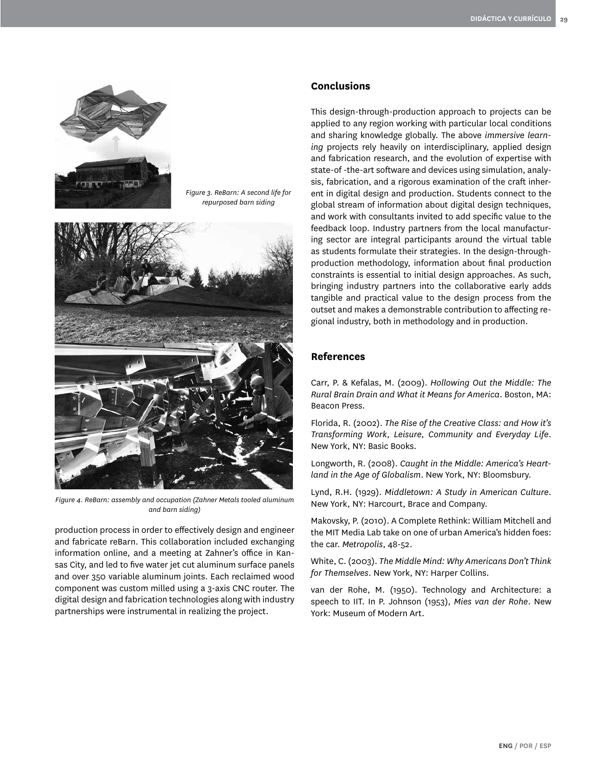Figure 3. ReBarn: A second life for repurposed barn siding

Figure 4. ReBarn: assembly and occupation (Zahner Metals tooled aluminum and barn siding)

production process in order to effectively design and engineer and fabricate reBarn. This collaboration included exchanging information online, and a meeting at Zahner's office in Kansas City, and led to five water jet cut aluminum surface panels and over 350 variable aluminum joints. Each reclaimed wood component was custom milled using a 3-axis CNC router. The digital design and fabrication technologies along with industry partnerships were instrumental in realizing the project.

## Conclusions

This design-through-production approach to projects can be applied to any region working with particular local conditions and sharing knowledge globally. The above *immersive learning* projects rely heavily on interdisciplinary, applied design and fabrication research, and the evolution of expertise with state-of -the-art software and devices using simulation, analysis, fabrication, and a rigorous examination of the craft inherent in digital design and production. Students connect to the global stream of information about digital design techniques, and work with consultants invited to add specific value to the feedback loop. Industry partners from the local manufacturing sector are integral participants around the virtual table as students formulate their strategies. In the design-through-production methodology, information about final production constraints is essential to initial design approaches. As such, bringing industry partners into the collaborative early adds tangible and practical value to the design process from the outset and makes a demonstrable contribution to affecting regional industry, both in methodology and in production.

## References

Carr, P. & Kefalas, M. (2009). *Hollowing Out the Middle: The Rural Brain Drain and What it Means for America*. Boston, MA: Beacon Press.

Florida, R. (2002). *The Rise of the Creative Class: and How it's Transforming Work, Leisure, Community and Everyday Life*. New York, NY: Basic Books.

Longworth, R. (2008). *Caught in the Middle: America's Heartland in the Age of Globalism*. New York, NY: Bloomsbury.

Lynd, R.H. (1929). *Middletown: A Study in American Culture*. New York, NY: Harcourt, Brace and Company.

Makovsky, P. (2010). A Complete Rethink: William Mitchell and the MIT Media Lab take on one of urban America's hidden foes: the car. *Metropolis*, 48-52.

White, C. (2003). *The Middle Mind: Why Americans Don't Think for Themselves*. New York, NY: Harper Collins.

van der Rohe, M. (1950). Technology and Architecture: a speech to IIT. In P. Johnson (1953), *Mies van der Rohe*. New York: Museum of Modern Art.